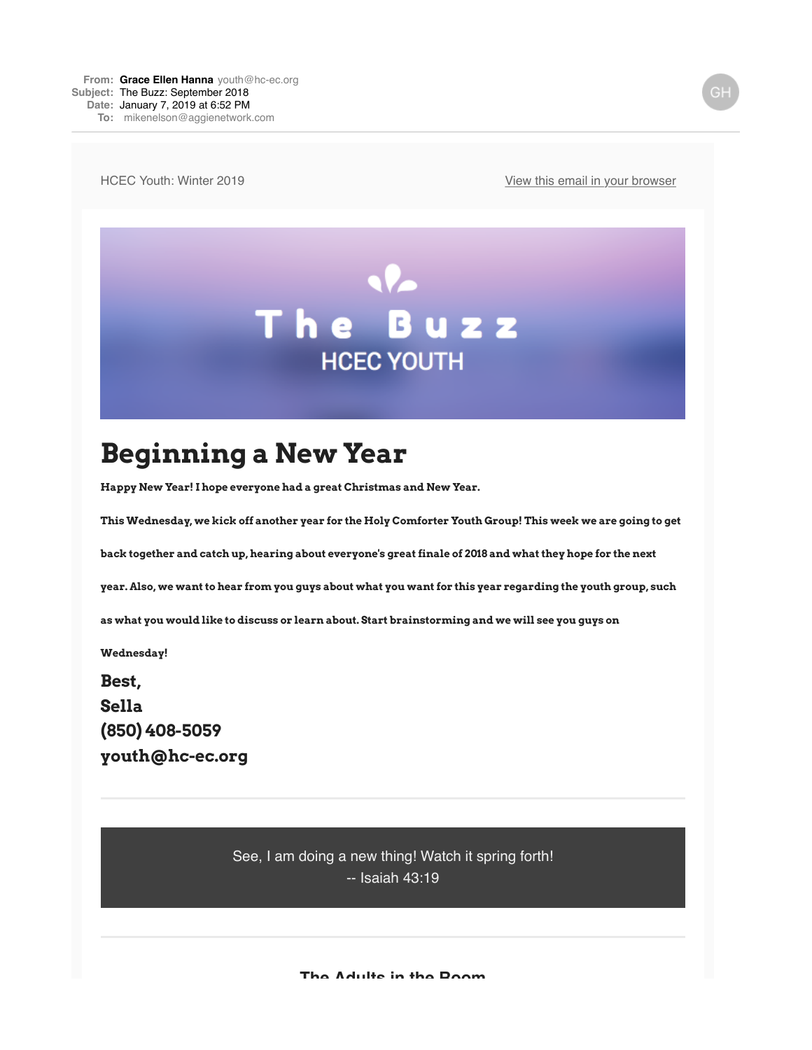**From:** Grace Ellen Hanna youth@hc-ec.org
**Subject:** The Buzz: September 2018
**Date:** January 7, 2019 at 6:52 PM
**To:** mikenelson@aggienetwork.com

HCEC Youth: Winter 2019

View this email in your browser

The Buzz
HCEC YOUTH

# Beginning a New Year

**Happy New Year! I hope everyone had a great Christmas and New Year.**

**This Wednesday, we kick off another year for the Holy Comforter Youth Group! This week we are going to get back together and catch up, hearing about everyone's great finale of 2018 and what they hope for the next year. Also, we want to hear from you guys about what you want for this year regarding the youth group, such as what you would like to discuss or learn about. Start brainstorming and we will see you guys on Wednesday!**

**Best,**
**Sella**
**(850) 408-5059**
**youth@hc-ec.org**

---

See, I am doing a new thing! Watch it spring forth!
-- Isaiah 43:19

---

### The Adults in the Room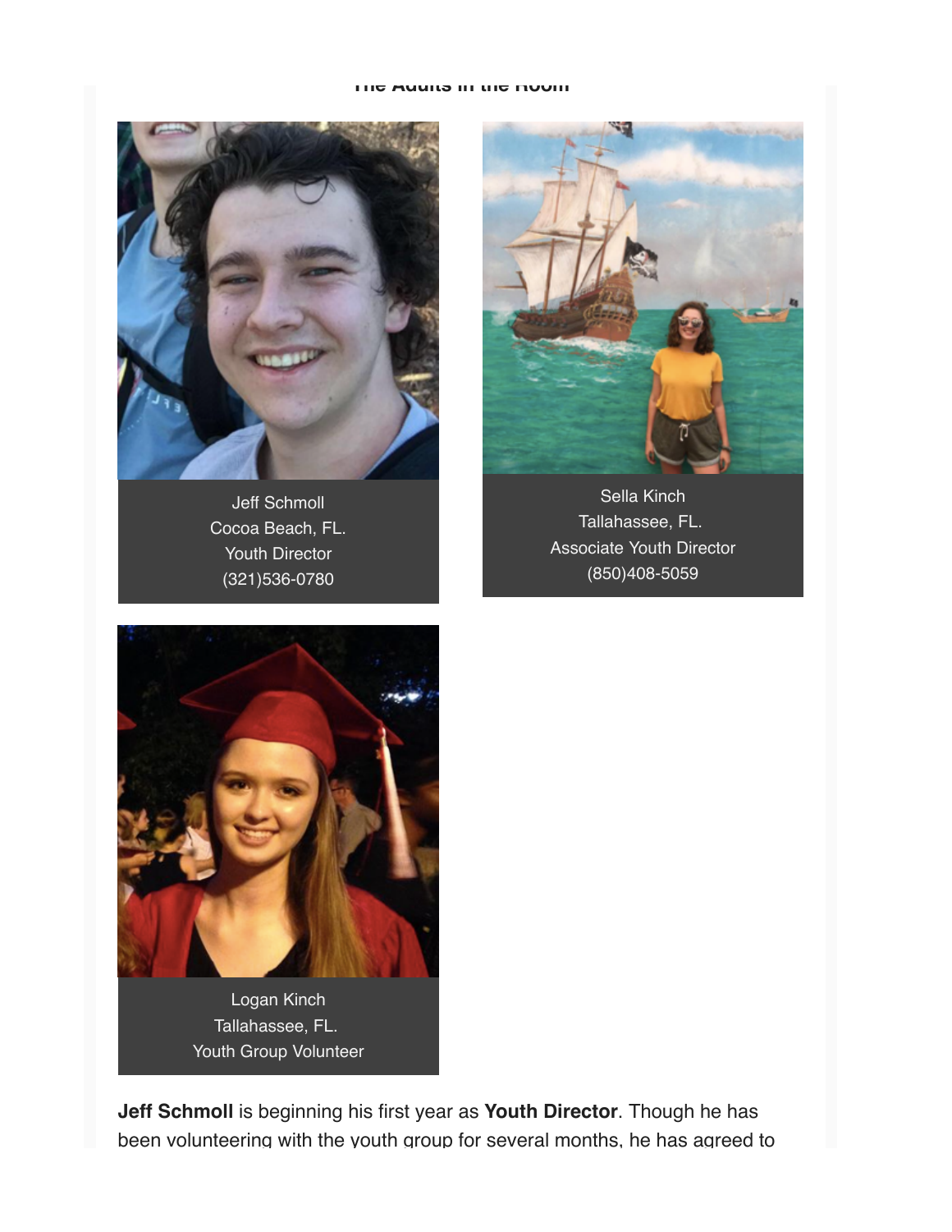## The Adults in the Room

Jeff Schmoll
Cocoa Beach, FL.
Youth Director
(321)536-0780

Sella Kinch
Tallahassee, FL.
Associate Youth Director
(850)408-5059

Logan Kinch
Tallahassee, FL.
Youth Group Volunteer

**Jeff Schmoll** is beginning his first year as **Youth Director**. Though he has been volunteering with the youth group for several months, he has agreed to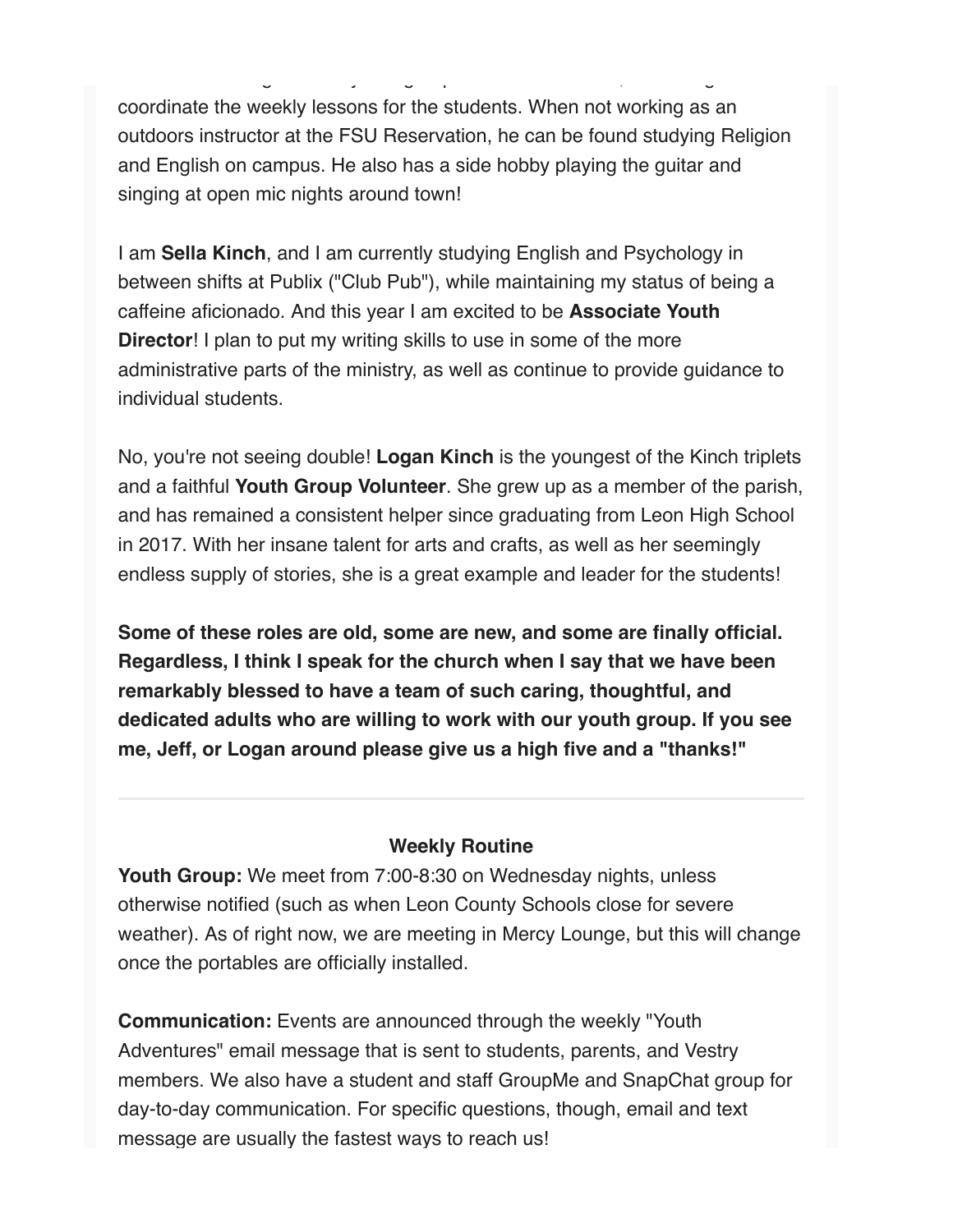coordinate the weekly lessons for the students. When not working as an outdoors instructor at the FSU Reservation, he can be found studying Religion and English on campus. He also has a side hobby playing the guitar and singing at open mic nights around town!

I am **Sella Kinch**, and I am currently studying English and Psychology in between shifts at Publix ("Club Pub"), while maintaining my status of being a caffeine aficionado. And this year I am excited to be **Associate Youth Director**! I plan to put my writing skills to use in some of the more administrative parts of the ministry, as well as continue to provide guidance to individual students.

No, you're not seeing double! **Logan Kinch** is the youngest of the Kinch triplets and a faithful **Youth Group Volunteer**. She grew up as a member of the parish, and has remained a consistent helper since graduating from Leon High School in 2017. With her insane talent for arts and crafts, as well as her seemingly endless supply of stories, she is a great example and leader for the students!

**Some of these roles are old, some are new, and some are finally official. Regardless, I think I speak for the church when I say that we have been remarkably blessed to have a team of such caring, thoughtful, and dedicated adults who are willing to work with our youth group. If you see me, Jeff, or Logan around please give us a high five and a "thanks!"**

---

**Weekly Routine**

**Youth Group:** We meet from 7:00-8:30 on Wednesday nights, unless otherwise notified (such as when Leon County Schools close for severe weather). As of right now, we are meeting in Mercy Lounge, but this will change once the portables are officially installed.

**Communication:** Events are announced through the weekly "Youth Adventures" email message that is sent to students, parents, and Vestry members. We also have a student and staff GroupMe and SnapChat group for day-to-day communication. For specific questions, though, email and text message are usually the fastest ways to reach us!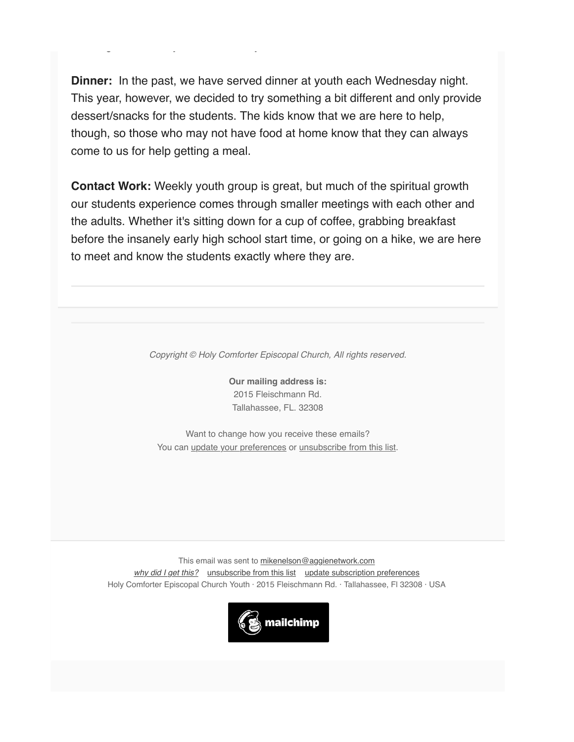**Dinner:** In the past, we have served dinner at youth each Wednesday night. This year, however, we decided to try something a bit different and only provide dessert/snacks for the students. The kids know that we are here to help, though, so those who may not have food at home know that they can always come to us for help getting a meal.

**Contact Work:** Weekly youth group is great, but much of the spiritual growth our students experience comes through smaller meetings with each other and the adults. Whether it's sitting down for a cup of coffee, grabbing breakfast before the insanely early high school start time, or going on a hike, we are here to meet and know the students exactly where they are.

---

*Copyright © Holy Comforter Episcopal Church, All rights reserved.*

**Our mailing address is:**
2015 Fleischmann Rd.
Tallahassee, FL. 32308

Want to change how you receive these emails?
You can update your preferences or unsubscribe from this list.

This email was sent to mikenelson@aggienetwork.com
*why did I get this?* unsubscribe from this list update subscription preferences
Holy Comforter Episcopal Church Youth · 2015 Fleischmann Rd. · Tallahassee, Fl 32308 · USA

mailchimp